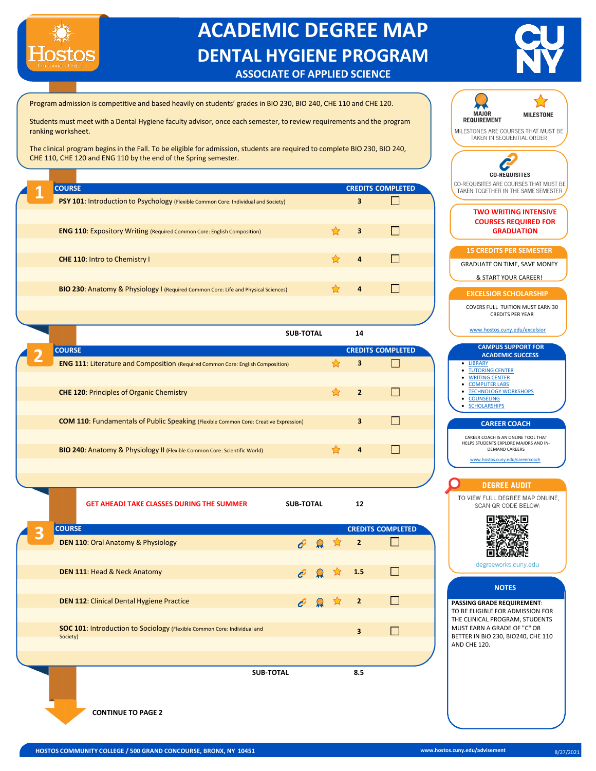# ACADEMIC DEGREE MAP

## DENTAL HYGIENE PROGRAM

### ASSOCIATE OF APPLIED SCIENCE

Program admission is competitive and based heavily on students' grades in BIO 230, BIO 240, CHE 110 and CHE 120.

Students must meet with a Dental Hygiene faculty advisor, once each semester, to review requirements and the program ranking worksheet.

The clinical program begins in the Fall. To be eligible for admission, students are required to complete BIO 230, BIO 240, CHE 110, CHE 120 and ENG 110 by the end of the Spring semester.

## 1

| COURSE | | CREDITS | COMPLETED |
|---|---|---|---|
| **PSY 101**: Introduction to Psychology (Flexible Common Core: Individual and Society) | | 3 | ☐ |
| **ENG 110**: Expository Writing (Required Common Core: English Composition) | ☆ | 3 | ☐ |
| **CHE 110**: Intro to Chemistry I | ☆ | 4 | ☐ |
| **BIO 230**: Anatomy & Physiology I (Required Common Core: Life and Physical Sciences) | ☆ | 4 | ☐ |
| **SUB-TOTAL** | | **14** | |

## 2

| COURSE | | CREDITS | COMPLETED |
|---|---|---|---|
| **ENG 111**: Literature and Composition (Required Common Core: English Composition) | ☆ | 3 | ☐ |
| **CHE 120**: Principles of Organic Chemistry | ☆ | 2 | ☐ |
| **COM 110**: Fundamentals of Public Speaking (Flexible Common Core: Creative Expression) | | 3 | ☐ |
| **BIO 240**: Anatomy & Physiology II (Flexible Common Core: Scientific World) | ☆ | 4 | ☐ |
| **SUB-TOTAL** | | **12** | |

**GET AHEAD! TAKE CLASSES DURING THE SUMMER**

## 3

| COURSE | | CREDITS | COMPLETED |
|---|---|---|---|
| **DEN 110**: Oral Anatomy & Physiology | Co-requisite, Major Requirement, ☆ | 2 | ☐ |
| **DEN 111**: Head & Neck Anatomy | Co-requisite, Major Requirement, ☆ | 1.5 | ☐ |
| **DEN 112**: Clinical Dental Hygiene Practice | Co-requisite, Major Requirement, ☆ | 2 | ☐ |
| **SOC 101**: Introduction to Sociology (Flexible Common Core: Individual and Society) | | 3 | ☐ |
| **SUB-TOTAL** | | **8.5** | |

**CONTINUE TO PAGE 2**

---

**MAJOR REQUIREMENT** | **MILESTONE**

MILESTONES ARE COURSES THAT MUST BE TAKEN IN SEQUENTIAL ORDER

**CO-REQUISITES**

CO-REQUISITES ARE COURSES THAT MUST BE TAKEN TOGETHER IN THE SAME SEMESTER

**TWO WRITING INTENSIVE COURSES REQUIRED FOR GRADUATION**

**15 CREDITS PER SEMESTER**

GRADUATE ON TIME, SAVE MONEY & START YOUR CAREER!

**EXCELSIOR SCHOLARSHIP**

COVERS FULL TUITION MUST EARN 30 CREDITS PER YEAR

www.hostos.cuny.edu/excelsior

**CAMPUS SUPPORT FOR ACADEMIC SUCCESS**

- LIBRARY
- TUTORING CENTER
- WRITING CENTER
- COMPUTER LABS
- TECHNOLOGY WORKSHOPS
- COUNSELING
- SCHOLARSHIPS

**CAREER COACH**

CAREER COACH IS AN ONLINE TOOL THAT HELPS STUDENTS EXPLORE MAJORS AND IN-DEMAND CAREERS

www.hostos.cuny.edu/careercoach

**DEGREE AUDIT**

TO VIEW FULL DEGREE MAP ONLINE, SCAN QR CODE BELOW:

degreeworks.cuny.edu

**NOTES**

**PASSING GRADE REQUIREMENT**: TO BE ELIGIBLE FOR ADMISSION FOR THE CLINICAL PROGRAM, STUDENTS MUST EARN A GRADE OF "C" OR BETTER IN BIO 230, BIO240, CHE 110 AND CHE 120.

HOSTOS COMMUNITY COLLEGE / 500 GRAND CONCOURSE, BRONX, NY 10451 | www.hostos.cuny.edu/advisement | 8/27/2021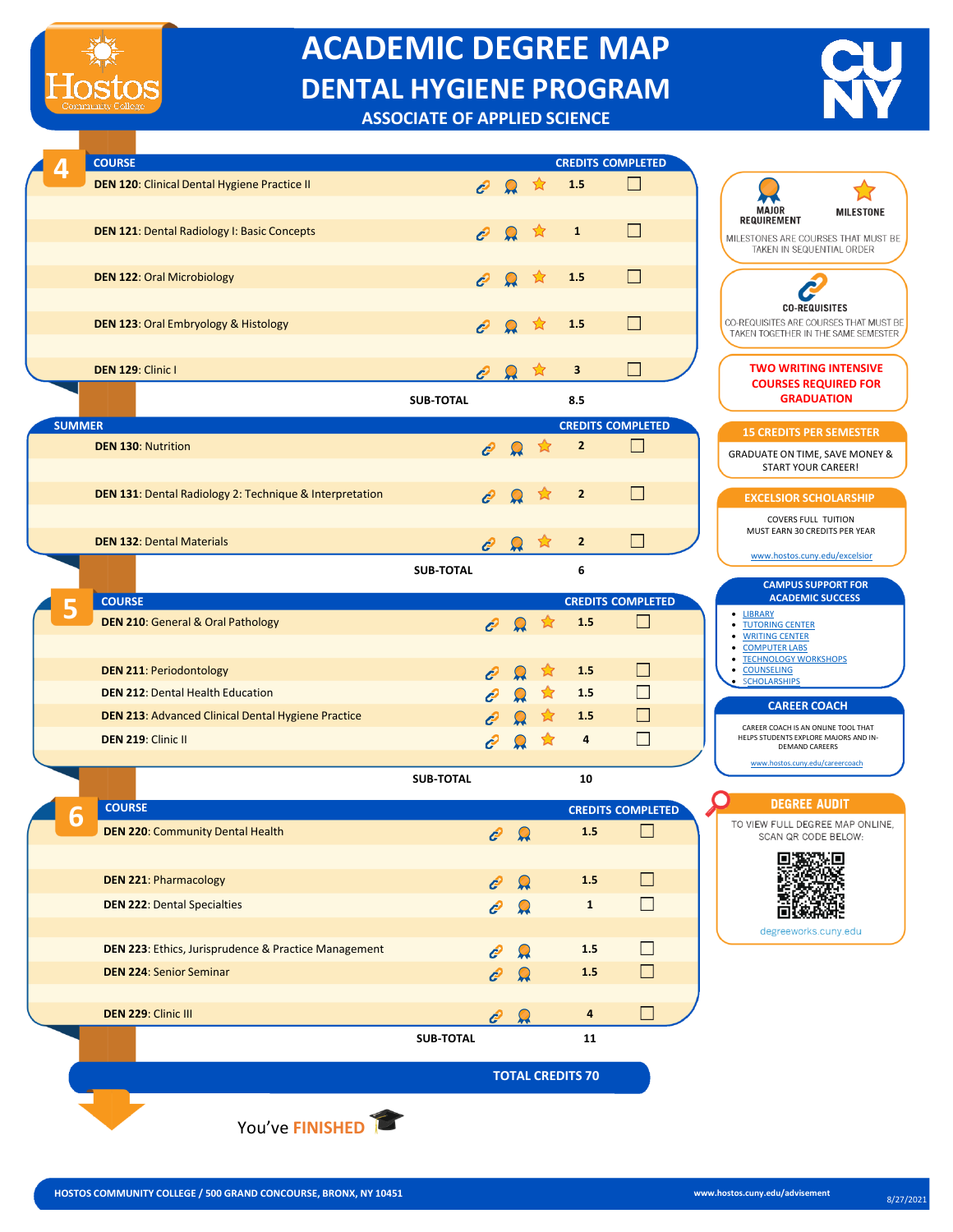# ACADEMIC DEGREE MAP

## DENTAL HYGIENE PROGRAM

### ASSOCIATE OF APPLIED SCIENCE

| 4 COURSE | CREDITS | COMPLETED |
|---|---|---|
| **DEN 120**: Clinical Dental Hygiene Practice II | 1.5 | ☐ |
| **DEN 121**: Dental Radiology I: Basic Concepts | 1 | ☐ |
| **DEN 122**: Oral Microbiology | 1.5 | ☐ |
| **DEN 123**: Oral Embryology & Histology | 1.5 | ☐ |
| **DEN 129**: Clinic I | 3 | ☐ |
| **SUB-TOTAL** | **8.5** | |

| SUMMER | CREDITS | COMPLETED |
|---|---|---|
| **DEN 130**: Nutrition | 2 | ☐ |
| **DEN 131**: Dental Radiology 2: Technique & Interpretation | 2 | ☐ |
| **DEN 132**: Dental Materials | 2 | ☐ |
| **SUB-TOTAL** | **6** | |

| 5 COURSE | CREDITS | COMPLETED |
|---|---|---|
| **DEN 210**: General & Oral Pathology | 1.5 | ☐ |
| **DEN 211**: Periodontology | 1.5 | ☐ |
| **DEN 212**: Dental Health Education | 1.5 | ☐ |
| **DEN 213**: Advanced Clinical Dental Hygiene Practice | 1.5 | ☐ |
| **DEN 219**: Clinic II | 4 | ☐ |
| **SUB-TOTAL** | **10** | |

| 6 COURSE | CREDITS | COMPLETED |
|---|---|---|
| **DEN 220**: Community Dental Health | 1.5 | ☐ |
| **DEN 221**: Pharmacology | 1.5 | ☐ |
| **DEN 222**: Dental Specialties | 1 | ☐ |
| **DEN 223**: Ethics, Jurisprudence & Practice Management | 1.5 | ☐ |
| **DEN 224**: Senior Seminar | 1.5 | ☐ |
| **DEN 229**: Clinic III | 4 | ☐ |
| **SUB-TOTAL** | **11** | |

**TOTAL CREDITS 70**

You've **FINISHED**

**MAJOR REQUIREMENT** — **MILESTONE**

MILESTONES ARE COURSES THAT MUST BE TAKEN IN SEQUENTIAL ORDER

**CO-REQUISITES**

CO-REQUISITES ARE COURSES THAT MUST BE TAKEN TOGETHER IN THE SAME SEMESTER

**TWO WRITING INTENSIVE COURSES REQUIRED FOR GRADUATION**

**15 CREDITS PER SEMESTER**

GRADUATE ON TIME, SAVE MONEY & START YOUR CAREER!

**EXCELSIOR SCHOLARSHIP**

COVERS FULL TUITION
MUST EARN 30 CREDITS PER YEAR

www.hostos.cuny.edu/excelsior

**CAMPUS SUPPORT FOR ACADEMIC SUCCESS**

- LIBRARY
- TUTORING CENTER
- WRITING CENTER
- COMPUTER LABS
- TECHNOLOGY WORKSHOPS
- COUNSELING
- SCHOLARSHIPS

**CAREER COACH**

CAREER COACH IS AN ONLINE TOOL THAT HELPS STUDENTS EXPLORE MAJORS AND IN-DEMAND CAREERS

www.hostos.cuny.edu/careercoach

**DEGREE AUDIT**

TO VIEW FULL DEGREE MAP ONLINE, SCAN QR CODE BELOW:

degreeworks.cuny.edu

HOSTOS COMMUNITY COLLEGE / 500 GRAND CONCOURSE, BRONX, NY 10451 — www.hostos.cuny.edu/advisement

8/27/2021